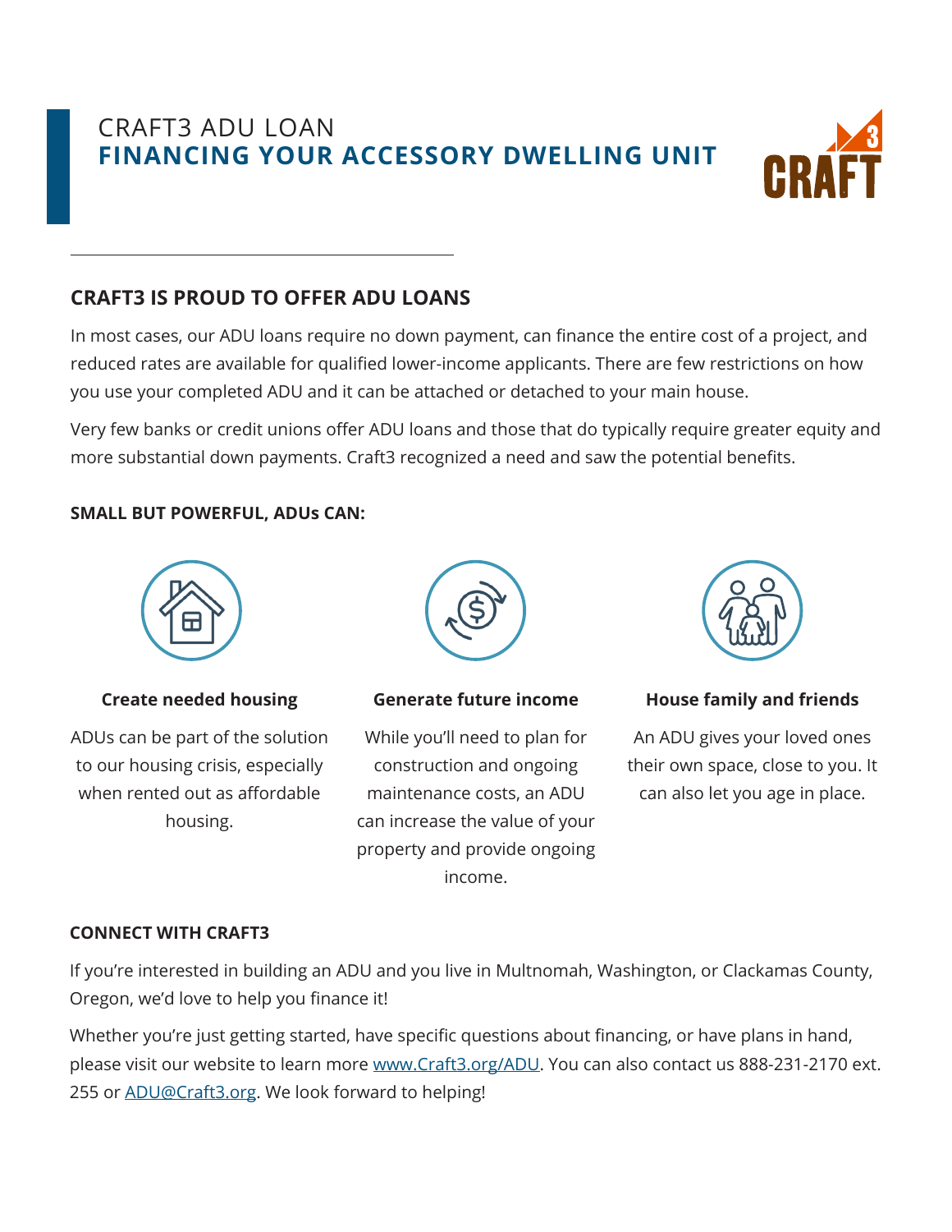# CRAFT3 ADU LOAN
## FINANCING YOUR ACCESSORY DWELLING UNIT

---

### CRAFT3 IS PROUD TO OFFER ADU LOANS

In most cases, our ADU loans require no down payment, can finance the entire cost of a project, and reduced rates are available for qualified lower-income applicants. There are few restrictions on how you use your completed ADU and it can be attached or detached to your main house.

Very few banks or credit unions offer ADU loans and those that do typically require greater equity and more substantial down payments. Craft3 recognized a need and saw the potential benefits.

**SMALL BUT POWERFUL, ADUs CAN:**

**Create needed housing**

ADUs can be part of the solution to our housing crisis, especially when rented out as affordable housing.

**Generate future income**

While you'll need to plan for construction and ongoing maintenance costs, an ADU can increase the value of your property and provide ongoing income.

**House family and friends**

An ADU gives your loved ones their own space, close to you. It can also let you age in place.

**CONNECT WITH CRAFT3**

If you're interested in building an ADU and you live in Multnomah, Washington, or Clackamas County, Oregon, we'd love to help you finance it!

Whether you're just getting started, have specific questions about financing, or have plans in hand, please visit our website to learn more www.Craft3.org/ADU. You can also contact us 888-231-2170 ext. 255 or ADU@Craft3.org. We look forward to helping!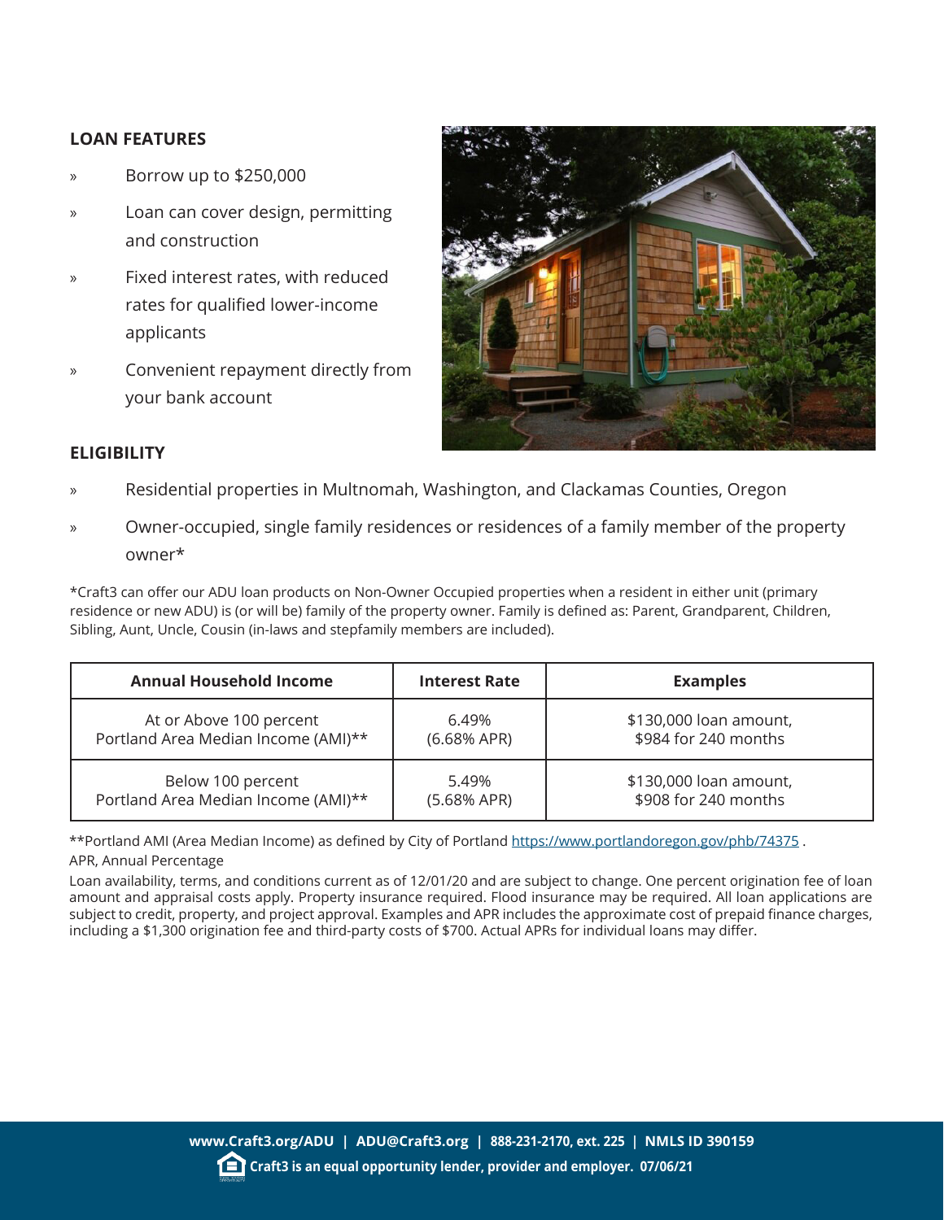## LOAN FEATURES

- Borrow up to $250,000
- Loan can cover design, permitting and construction
- Fixed interest rates, with reduced rates for qualified lower-income applicants
- Convenient repayment directly from your bank account

## ELIGIBILITY

- Residential properties in Multnomah, Washington, and Clackamas Counties, Oregon
- Owner-occupied, single family residences or residences of a family member of the property owner*

*Craft3 can offer our ADU loan products on Non-Owner Occupied properties when a resident in either unit (primary residence or new ADU) is (or will be) family of the property owner. Family is defined as: Parent, Grandparent, Children, Sibling, Aunt, Uncle, Cousin (in-laws and stepfamily members are included).

| Annual Household Income | Interest Rate | Examples |
|---|---|---|
| At or Above 100 percent Portland Area Median Income (AMI)** | 6.49% (6.68% APR) | $130,000 loan amount, $984 for 240 months |
| Below 100 percent Portland Area Median Income (AMI)** | 5.49% (5.68% APR) | $130,000 loan amount, $908 for 240 months |

**Portland AMI (Area Median Income) as defined by City of Portland https://www.portlandoregon.gov/phb/74375 .

APR, Annual Percentage

Loan availability, terms, and conditions current as of 12/01/20 and are subject to change. One percent origination fee of loan amount and appraisal costs apply. Property insurance required. Flood insurance may be required. All loan applications are subject to credit, property, and project approval. Examples and APR includes the approximate cost of prepaid finance charges, including a $1,300 origination fee and third-party costs of $700. Actual APRs for individual loans may differ.

**www.Craft3.org/ADU | ADU@Craft3.org | 888-231-2170, ext. 225 | NMLS ID 390159**

**Craft3 is an equal opportunity lender, provider and employer. 07/06/21**